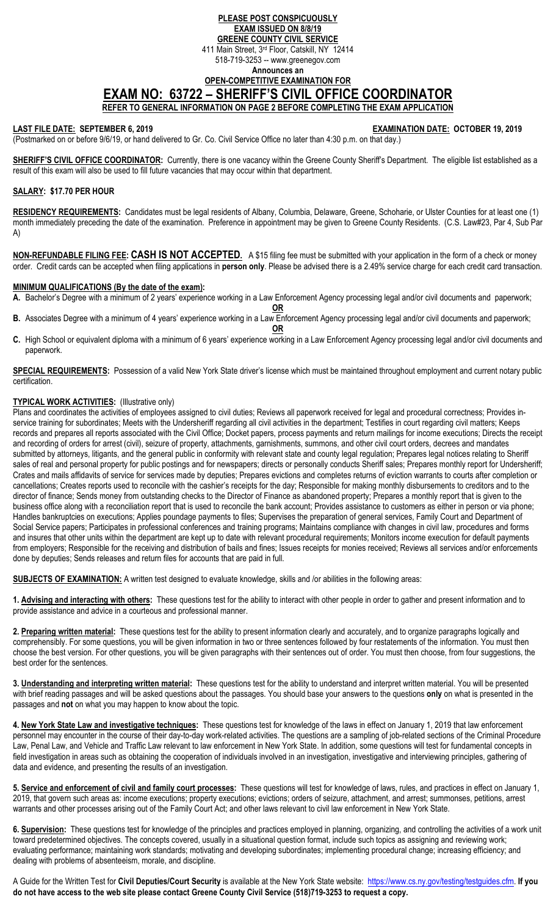**PLEASE POST CONSPICUOUSLY**
**EXAM ISSUED ON 8/8/19**
**GREENE COUNTY CIVIL SERVICE**
411 Main Street, 3rd Floor, Catskill, NY 12414
518-719-3253 -- www.greenegov.com
**Announces an**
**OPEN-COMPETITIVE EXAMINATION FOR**

# EXAM NO: 63722 – SHERIFF'S CIVIL OFFICE COORDINATOR

**REFER TO GENERAL INFORMATION ON PAGE 2 BEFORE COMPLETING THE EXAM APPLICATION**

**LAST FILE DATE: SEPTEMBER 6, 2019** **EXAMINATION DATE: OCTOBER 19, 2019**
(Postmarked on or before 9/6/19, or hand delivered to Gr. Co. Civil Service Office no later than 4:30 p.m. on that day.)

**SHERIFF'S CIVIL OFFICE COORDINATOR:** Currently, there is one vacancy within the Greene County Sheriff's Department. The eligible list established as a result of this exam will also be used to fill future vacancies that may occur within that department.

**SALARY: $17.70 PER HOUR**

**RESIDENCY REQUIREMENTS:** Candidates must be legal residents of Albany, Columbia, Delaware, Greene, Schoharie, or Ulster Counties for at least one (1) month immediately preceding the date of the examination. Preference in appointment may be given to Greene County Residents. (C.S. Law#23, Par 4, Sub Par A)

**NON-REFUNDABLE FILING FEE: CASH IS NOT ACCEPTED.** A $15 filing fee must be submitted with your application in the form of a check or money order. Credit cards can be accepted when filing applications in **person only**. Please be advised there is a 2.49% service charge for each credit card transaction.

**MINIMUM QUALIFICATIONS (By the date of the exam):**

**A.** Bachelor's Degree with a minimum of 2 years' experience working in a Law Enforcement Agency processing legal and/or civil documents and paperwork;

**OR**

**B.** Associates Degree with a minimum of 4 years' experience working in a Law Enforcement Agency processing legal and/or civil documents and paperwork;

**OR**

**C.** High School or equivalent diploma with a minimum of 6 years' experience working in a Law Enforcement Agency processing legal and/or civil documents and paperwork.

**SPECIAL REQUIREMENTS:** Possession of a valid New York State driver's license which must be maintained throughout employment and current notary public certification.

**TYPICAL WORK ACTIVITIES:** (Illustrative only)
Plans and coordinates the activities of employees assigned to civil duties; Reviews all paperwork received for legal and procedural correctness; Provides in-service training for subordinates; Meets with the Undersheriff regarding all civil activities in the department; Testifies in court regarding civil matters; Keeps records and prepares all reports associated with the Civil Office; Docket papers, process payments and return mailings for income executions; Directs the receipt and recording of orders for arrest (civil), seizure of property, attachments, garnishments, summons, and other civil court orders, decrees and mandates submitted by attorneys, litigants, and the general public in conformity with relevant state and county legal regulation; Prepares legal notices relating to Sheriff sales of real and personal property for public postings and for newspapers; directs or personally conducts Sheriff sales; Prepares monthly report for Undersheriff; Crates and mails affidavits of service for services made by deputies; Prepares evictions and completes returns of eviction warrants to courts after completion or cancellations; Creates reports used to reconcile with the cashier's receipts for the day; Responsible for making monthly disbursements to creditors and to the director of finance; Sends money from outstanding checks to the Director of Finance as abandoned property; Prepares a monthly report that is given to the business office along with a reconciliation report that is used to reconcile the bank account; Provides assistance to customers as either in person or via phone; Handles bankruptcies on executions; Applies poundage payments to files; Supervises the preparation of general services, Family Court and Department of Social Service papers; Participates in professional conferences and training programs; Maintains compliance with changes in civil law, procedures and forms and insures that other units within the department are kept up to date with relevant procedural requirements; Monitors income execution for default payments from employers; Responsible for the receiving and distribution of bails and fines; Issues receipts for monies received; Reviews all services and/or enforcements done by deputies; Sends releases and return files for accounts that are paid in full.

**SUBJECTS OF EXAMINATION:** A written test designed to evaluate knowledge, skills and /or abilities in the following areas:

**1. Advising and interacting with others:** These questions test for the ability to interact with other people in order to gather and present information and to provide assistance and advice in a courteous and professional manner.

**2. Preparing written material:** These questions test for the ability to present information clearly and accurately, and to organize paragraphs logically and comprehensibly. For some questions, you will be given information in two or three sentences followed by four restatements of the information. You must then choose the best version. For other questions, you will be given paragraphs with their sentences out of order. You must then choose, from four suggestions, the best order for the sentences.

**3. Understanding and interpreting written material:** These questions test for the ability to understand and interpret written material. You will be presented with brief reading passages and will be asked questions about the passages. You should base your answers to the questions **only** on what is presented in the passages and **not** on what you may happen to know about the topic.

**4. New York State Law and investigative techniques:** These questions test for knowledge of the laws in effect on January 1, 2019 that law enforcement personnel may encounter in the course of their day-to-day work-related activities. The questions are a sampling of job-related sections of the Criminal Procedure Law, Penal Law, and Vehicle and Traffic Law relevant to law enforcement in New York State. In addition, some questions will test for fundamental concepts in field investigation in areas such as obtaining the cooperation of individuals involved in an investigation, investigative and interviewing principles, gathering of data and evidence, and presenting the results of an investigation.

**5. Service and enforcement of civil and family court processes:** These questions will test for knowledge of laws, rules, and practices in effect on January 1, 2019, that govern such areas as: income executions; property executions; evictions; orders of seizure, attachment, and arrest; summonses, petitions, arrest warrants and other processes arising out of the Family Court Act; and other laws relevant to civil law enforcement in New York State.

**6. Supervision:** These questions test for knowledge of the principles and practices employed in planning, organizing, and controlling the activities of a work unit toward predetermined objectives. The concepts covered, usually in a situational question format, include such topics as assigning and reviewing work; evaluating performance; maintaining work standards; motivating and developing subordinates; implementing procedural change; increasing efficiency; and dealing with problems of absenteeism, morale, and discipline.

A Guide for the Written Test for **Civil Deputies/Court Security** is available at the New York State website: https://www.cs.ny.gov/testing/testguides.cfm. **If you do not have access to the web site please contact Greene County Civil Service (518)719-3253 to request a copy.**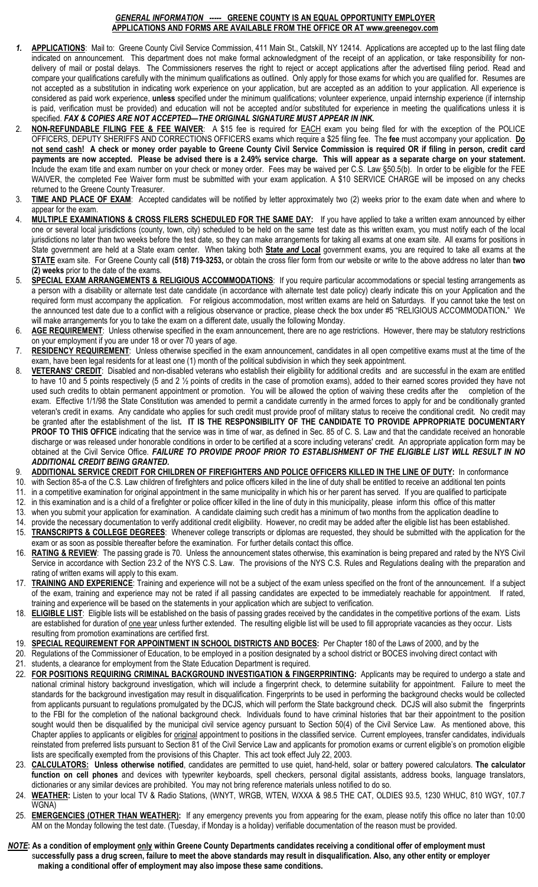***GENERAL INFORMATION* ----- GREENE COUNTY IS AN EQUAL OPPORTUNITY EMPLOYER**
**APPLICATIONS AND FORMS ARE AVAILABLE FROM THE OFFICE OR AT www.greenegov.com**

1. **APPLICATIONS**: Mail to: Greene County Civil Service Commission, 411 Main St., Catskill, NY 12414. Applications are accepted up to the last filing date indicated on announcement. This department does not make formal acknowledgment of the receipt of an application, or take responsibility for non-delivery of mail or postal delays. The Commissioners reserves the right to reject or accept applications after the advertised filing period. Read and compare your qualifications carefully with the minimum qualifications as outlined. Only apply for those exams for which you are qualified for. Resumes are not accepted as a substitution in indicating work experience on your application, but are accepted as an addition to your application. All experience is considered as paid work experience, **unless** specified under the minimum qualifications; volunteer experience, unpaid internship experience (if internship is paid, verification must be provided) and education will not be accepted and/or substituted for experience in meeting the qualifications unless it is specified. ***FAX & COPIES ARE NOT ACCEPTED—THE ORIGINAL SIGNATURE MUST APPEAR IN INK.***
2. **NON-REFUNDABLE FILING FEE & FEE WAIVER**: A $15 fee is required for EACH exam you being filed for with the exception of the POLICE OFFICERS, DEPUTY SHERIFFS AND CORRECTIONS OFFICERS exams which require a $25 filing fee. The **fee** must accompany your application. **Do not send cash! A check or money order payable to Greene County Civil Service Commission is required OR if filing in person, credit card payments are now accepted. Please be advised there is a 2.49% service charge. This will appear as a separate charge on your statement.** Include the exam title and exam number on your check or money order. Fees may be waived per C.S. Law §50.5(b). In order to be eligible for the FEE WAIVER, the completed Fee Waiver form must be submitted with your exam application. A $10 SERVICE CHARGE will be imposed on any checks returned to the Greene County Treasurer.
3. **TIME AND PLACE OF EXAM**: Accepted candidates will be notified by letter approximately two (2) weeks prior to the exam date when and where to appear for the exam.
4. **MULTIPLE EXAMINATIONS & CROSS FILERS SCHEDULED FOR THE SAME DAY:** If you have applied to take a written exam announced by either one or several local jurisdictions (county, town, city) scheduled to be held on the same test date as this written exam, you must notify each of the local jurisdictions no later than two weeks before the test date, so they can make arrangements for taking all exams at one exam site. All exams for positions in State government are held at a State exam center. When taking both **State *and* Local** government exams, you are required to take all exams at the **STATE** exam site. For Greene County call **(518) 719-3253,** or obtain the cross filer form from our website or write to the above address no later than **two (2) weeks** prior to the date of the exams.
5. **SPECIAL EXAM ARRANGEMENTS & RELIGIOUS ACCOMMODATIONS**: If you require particular accommodations or special testing arrangements as a person with a disability or alternate test date candidate (in accordance with alternate test date policy) clearly indicate this on your Application and the required form must accompany the application. For religious accommodation, most written exams are held on Saturdays. If you cannot take the test on the announced test date due to a conflict with a religious observance or practice, please check the box under #5 "RELIGIOUS ACCOMMODATION**.**" We will make arrangements for you to take the exam on a different date, usually the following Monday.
6. **AGE REQUIREMENT**: Unless otherwise specified in the exam announcement, there are no age restrictions. However, there may be statutory restrictions on your employment if you are under 18 or over 70 years of age.
7. **RESIDENCY REQUIREMENT**: Unless otherwise specified in the exam announcement, candidates in all open competitive exams must at the time of the exam, have been legal residents for at least one (1) month of the political subdivision in which they seek appointment.
8. **VETERANS' CREDIT**: Disabled and non-disabled veterans who establish their eligibility for additional credits and are successful in the exam are entitled to have 10 and 5 points respectively (5 and 2 ½ points of credits in the case of promotion exams), added to their earned scores provided they have not used such credits to obtain permanent appointment or promotion. You will be allowed the option of waiving these credits after the completion of the exam. Effective 1/1/98 the State Constitution was amended to permit a candidate currently in the armed forces to apply for and be conditionally granted veteran's credit in exams. Any candidate who applies for such credit must provide proof of military status to receive the conditional credit. No credit may be granted after the establishment of the list**. IT IS THE RESPONSIBILITY OF THE CANDIDATE TO PROVIDE APPROPRIATE DOCUMENTARY PROOF TO THIS OFFICE** indicating that the service was in time of war, as defined in Sec. 85 of C. S. Law and that the candidate received an honorable discharge or was released under honorable conditions in order to be certified at a score including veterans' credit. An appropriate application form may be obtained at the Civil Service Office. ***FAILURE TO PROVIDE PROOF PRIOR TO ESTABLISHMENT OF THE ELIGIBLE LIST WILL RESULT IN NO ADDITIONAL CREDIT BEING GRANTED.***
9. **ADDITIONAL SERVICE CREDIT FOR CHILDREN OF FIREFIGHTERS AND POLICE OFFICERS KILLED IN THE LINE OF DUTY:** In conformance
10. with Section 85-a of the C.S. Law children of firefighters and police officers killed in the line of duty shall be entitled to receive an additional ten points
11. in a competitive examination for original appointment in the same municipality in which his or her parent has served. If you are qualified to participate
12. in this examination and is a child of a firefighter or police officer killed in the line of duty in this municipality, please inform this office of this matter
13. when you submit your application for examination. A candidate claiming such credit has a minimum of two months from the application deadline to
14. provide the necessary documentation to verify additional credit eligibility. However, no credit may be added after the eligible list has been established.
15. **TRANSCRIPTS & COLLEGE DEGREES**: Whenever college transcripts or diplomas are requested, they should be submitted with the application for the exam or as soon as possible thereafter before the examination. For further details contact this office.
16. **RATING & REVIEW**: The passing grade is 70. Unless the announcement states otherwise, this examination is being prepared and rated by the NYS Civil Service in accordance with Section 23.2 of the NYS C.S. Law. The provisions of the NYS C.S. Rules and Regulations dealing with the preparation and rating of written exams will apply to this exam.
17. **TRAINING AND EXPERIENCE**: Training and experience will not be a subject of the exam unless specified on the front of the announcement. If a subject of the exam, training and experience may not be rated if all passing candidates are expected to be immediately reachable for appointment. If rated, training and experience will be based on the statements in your application which are subject to verification.
18. **ELIGIBLE LIST**: Eligible lists will be established on the basis of passing grades received by the candidates in the competitive portions of the exam. Lists are established for duration of one year unless further extended. The resulting eligible list will be used to fill appropriate vacancies as they occur. Lists resulting from promotion examinations are certified first.
19. **SPECIAL REQUIREMENT FOR APPOINTMENT IN SCHOOL DISTRICTS AND BOCES:** Per Chapter 180 of the Laws of 2000, and by the
20. Regulations of the Commissioner of Education, to be employed in a position designated by a school district or BOCES involving direct contact with
21. students, a clearance for employment from the State Education Department is required.
22. **FOR POSITIONS REQUIRING CRIMINAL BACKGROUND INVESTIGATION & FINGERPRINTING:** Applicants may be required to undergo a state and national criminal history background investigation, which will include a fingerprint check, to determine suitability for appointment. Failure to meet the standards for the background investigation may result in disqualification. Fingerprints to be used in performing the background checks would be collected from applicants pursuant to regulations promulgated by the DCJS, which will perform the State background check. DCJS will also submit the fingerprints to the FBI for the completion of the national background check. Individuals found to have criminal histories that bar their appointment to the position sought would then be disqualified by the municipal civil service agency pursuant to Section 50(4) of the Civil Service Law. As mentioned above, this Chapter applies to applicants or eligibles for original appointment to positions in the classified service. Current employees, transfer candidates, individuals reinstated from preferred lists pursuant to Section 81 of the Civil Service Law and applicants for promotion exams or current eligible's on promotion eligible lists are specifically exempted from the provisions of this Chapter. This act took effect July 22, 2003.
23. **CALCULATORS: Unless otherwise notified**, candidates are permitted to use quiet, hand-held, solar or battery powered calculators. **The calculator function on cell phones** and devices with typewriter keyboards, spell checkers, personal digital assistants, address books, language translators, dictionaries or any similar devices are prohibited. You may not bring reference materials unless notified to do so.
24. **WEATHER:** Listen to your local TV & Radio Stations, (WNYT, WRGB, WTEN, WXXA & 98.5 THE CAT, OLDIES 93.5, 1230 WHUC, 810 WGY, 107.7 WGNA)
25. **EMERGENCIES (OTHER THAN WEATHER):** If any emergency prevents you from appearing for the exam, please notify this office no later than 10:00 AM on the Monday following the test date. (Tuesday, if Monday is a holiday) verifiable documentation of the reason must be provided.

***NOTE*: As a condition of employment only within Greene County Departments candidates receiving a conditional offer of employment must successfully pass a drug screen, failure to meet the above standards may result in disqualification. Also, any other entity or employer making a conditional offer of employment may also impose these same conditions.**